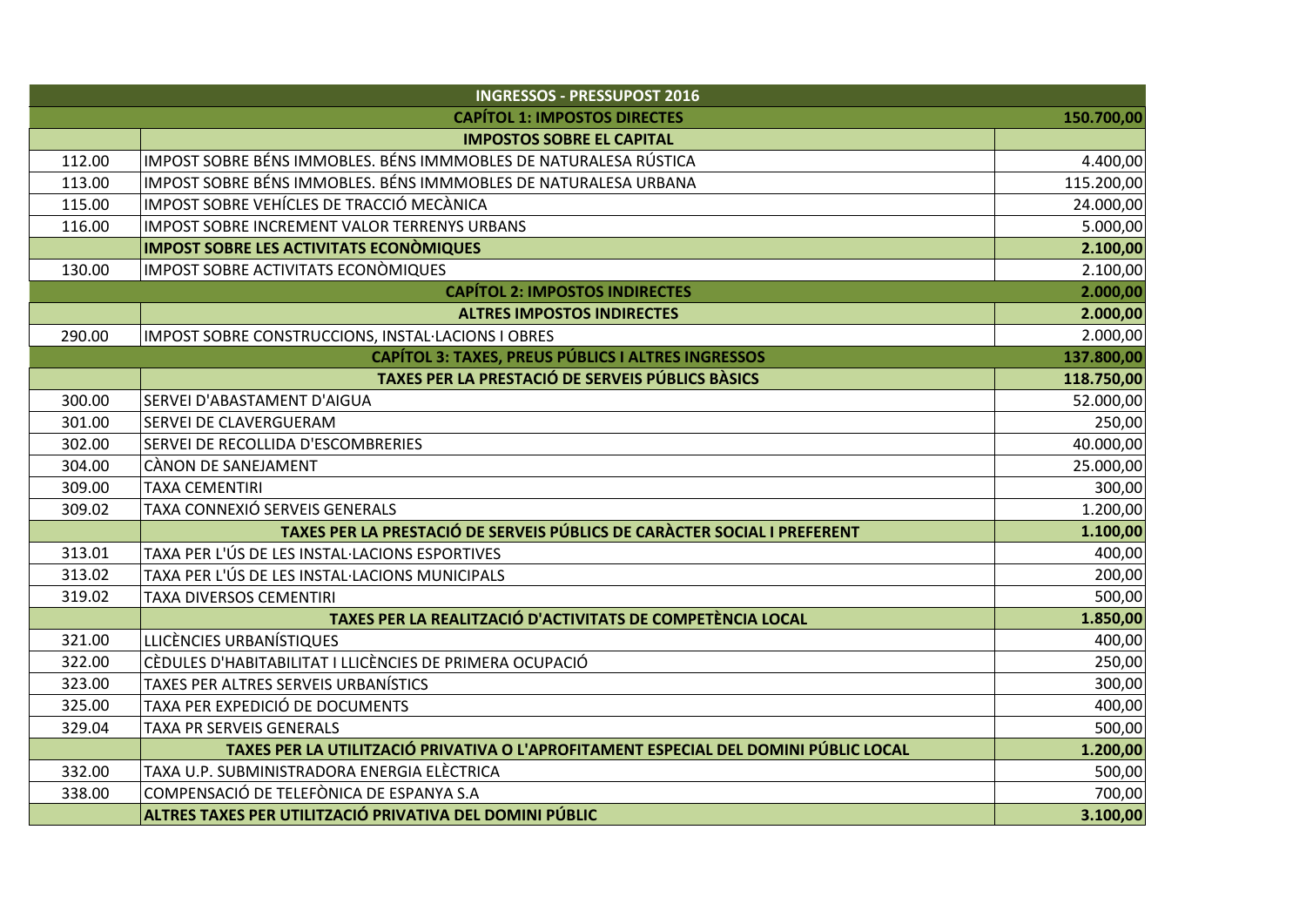| INGRESSOS - PRESSUPOST 2016 | | |
|---|---|---|
| | **CAPÍTOL 1: IMPOSTOS DIRECTES** | **150.700,00** |
| | **IMPOSTOS SOBRE EL CAPITAL** | |
| 112.00 | IMPOST SOBRE BÉNS IMMOBLES. BÉNS IMMMOBLES DE NATURALESA RÚSTICA | 4.400,00 |
| 113.00 | IMPOST SOBRE BÉNS IMMOBLES. BÉNS IMMMOBLES DE NATURALESA URBANA | 115.200,00 |
| 115.00 | IMPOST SOBRE VEHÍCLES DE TRACCIÓ MECÀNICA | 24.000,00 |
| 116.00 | IMPOST SOBRE INCREMENT VALOR TERRENYS URBANS | 5.000,00 |
| | **IMPOST SOBRE LES ACTIVITATS ECONÒMIQUES** | **2.100,00** |
| 130.00 | IMPOST SOBRE ACTIVITATS ECONÒMIQUES | 2.100,00 |
| | **CAPÍTOL 2: IMPOSTOS INDIRECTES** | **2.000,00** |
| | **ALTRES IMPOSTOS INDIRECTES** | **2.000,00** |
| 290.00 | IMPOST SOBRE CONSTRUCCIONS, INSTAL·LACIONS I OBRES | 2.000,00 |
| | **CAPÍTOL 3: TAXES, PREUS PÚBLICS I ALTRES INGRESSOS** | **137.800,00** |
| | **TAXES PER LA PRESTACIÓ DE SERVEIS PÚBLICS BÀSICS** | **118.750,00** |
| 300.00 | SERVEI D'ABASTAMENT D'AIGUA | 52.000,00 |
| 301.00 | SERVEI DE CLAVERGUERAM | 250,00 |
| 302.00 | SERVEI DE RECOLLIDA D'ESCOMBRERIES | 40.000,00 |
| 304.00 | CÀNON DE SANEJAMENT | 25.000,00 |
| 309.00 | TAXA CEMENTIRI | 300,00 |
| 309.02 | TAXA CONNEXIÓ SERVEIS GENERALS | 1.200,00 |
| | **TAXES PER LA PRESTACIÓ DE SERVEIS PÚBLICS DE CARÀCTER SOCIAL I PREFERENT** | **1.100,00** |
| 313.01 | TAXA PER L'ÚS DE LES INSTAL·LACIONS ESPORTIVES | 400,00 |
| 313.02 | TAXA PER L'ÚS DE LES INSTAL·LACIONS MUNICIPALS | 200,00 |
| 319.02 | TAXA DIVERSOS CEMENTIRI | 500,00 |
| | **TAXES PER LA REALITZACIÓ D'ACTIVITATS DE COMPETÈNCIA LOCAL** | **1.850,00** |
| 321.00 | LLICÈNCIES URBANÍSTIQUES | 400,00 |
| 322.00 | CÈDULES D'HABITABILITAT I LLICÈNCIES DE PRIMERA OCUPACIÓ | 250,00 |
| 323.00 | TAXES PER ALTRES SERVEIS URBANÍSTICS | 300,00 |
| 325.00 | TAXA PER EXPEDICIÓ DE DOCUMENTS | 400,00 |
| 329.04 | TAXA PR SERVEIS GENERALS | 500,00 |
| | **TAXES PER LA UTILITZACIÓ PRIVATIVA O L'APROFITAMENT ESPECIAL DEL DOMINI PÚBLIC LOCAL** | **1.200,00** |
| 332.00 | TAXA U.P. SUBMINISTRADORA ENERGIA ELÈCTRICA | 500,00 |
| 338.00 | COMPENSACIÓ DE TELEFÒNICA DE ESPANYA S.A | 700,00 |
| | **ALTRES TAXES PER UTILITZACIÓ PRIVATIVA DEL DOMINI PÚBLIC** | **3.100,00** |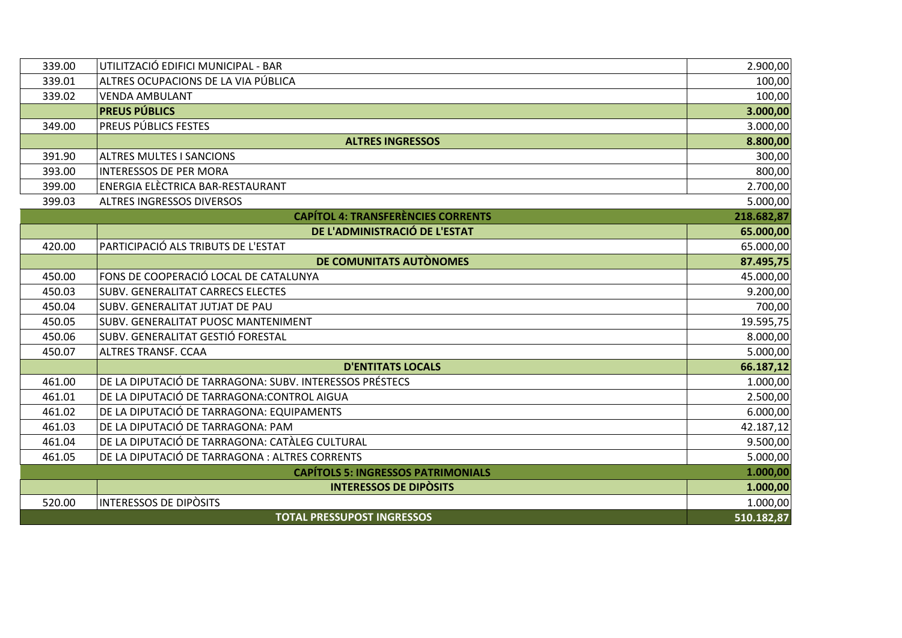| | | |
|---|---|---|
| 339.00 | UTILITZACIÓ EDIFICI MUNICIPAL - BAR | 2.900,00 |
| 339.01 | ALTRES OCUPACIONS DE LA VIA PÚBLICA | 100,00 |
| 339.02 | VENDA AMBULANT | 100,00 |
| | **PREUS PÚBLICS** | **3.000,00** |
| 349.00 | PREUS PÚBLICS FESTES | 3.000,00 |
| | **ALTRES INGRESSOS** | **8.800,00** |
| 391.90 | ALTRES MULTES I SANCIONS | 300,00 |
| 393.00 | INTERESSOS DE PER MORA | 800,00 |
| 399.00 | ENERGIA ELÈCTRICA BAR-RESTAURANT | 2.700,00 |
| 399.03 | ALTRES INGRESSOS DIVERSOS | 5.000,00 |
| | **CAPÍTOL 4: TRANSFERÈNCIES CORRENTS** | **218.682,87** |
| | **DE L'ADMINISTRACIÓ DE L'ESTAT** | **65.000,00** |
| 420.00 | PARTICIPACIÓ ALS TRIBUTS DE L'ESTAT | 65.000,00 |
| | **DE COMUNITATS AUTÒNOMES** | **87.495,75** |
| 450.00 | FONS DE COOPERACIÓ LOCAL DE CATALUNYA | 45.000,00 |
| 450.03 | SUBV. GENERALITAT CARRECS ELECTES | 9.200,00 |
| 450.04 | SUBV. GENERALITAT JUTJAT DE PAU | 700,00 |
| 450.05 | SUBV. GENERALITAT PUOSC MANTENIMENT | 19.595,75 |
| 450.06 | SUBV. GENERALITAT GESTIÓ FORESTAL | 8.000,00 |
| 450.07 | ALTRES TRANSF. CCAA | 5.000,00 |
| | **D'ENTITATS LOCALS** | **66.187,12** |
| 461.00 | DE LA DIPUTACIÓ DE TARRAGONA: SUBV. INTERESSOS PRÉSTECS | 1.000,00 |
| 461.01 | DE LA DIPUTACIÓ DE TARRAGONA:CONTROL AIGUA | 2.500,00 |
| 461.02 | DE LA DIPUTACIÓ DE TARRAGONA: EQUIPAMENTS | 6.000,00 |
| 461.03 | DE LA DIPUTACIÓ DE TARRAGONA: PAM | 42.187,12 |
| 461.04 | DE LA DIPUTACIÓ DE TARRAGONA: CATÀLEG CULTURAL | 9.500,00 |
| 461.05 | DE LA DIPUTACIÓ DE TARRAGONA : ALTRES CORRENTS | 5.000,00 |
| | **CAPÍTOLS 5: INGRESSOS PATRIMONIALS** | **1.000,00** |
| | **INTERESSOS DE DIPÒSITS** | **1.000,00** |
| 520.00 | INTERESSOS DE DIPÒSITS | 1.000,00 |
| | **TOTAL PRESSUPOST INGRESSOS** | **510.182,87** |